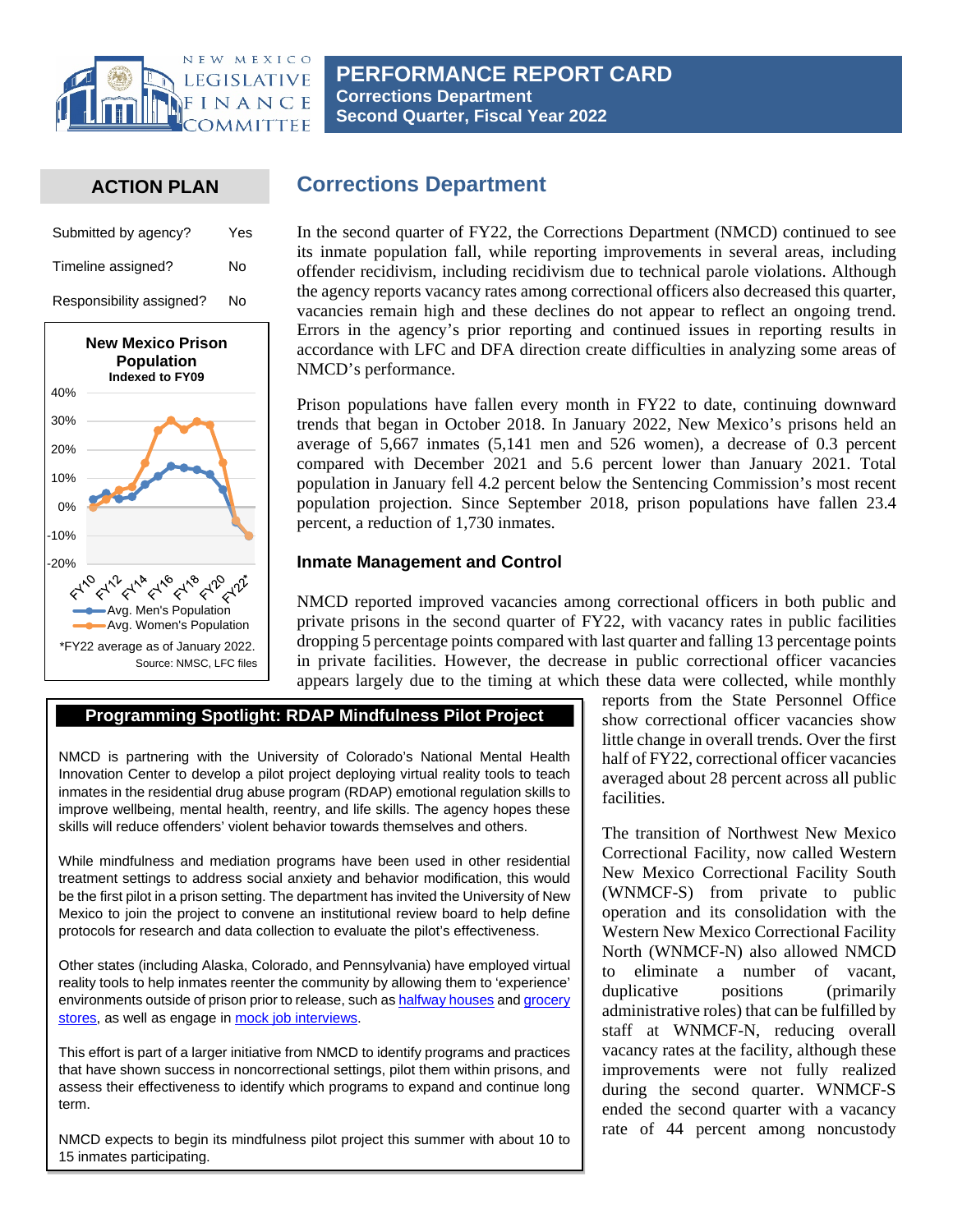# PERFORMANCE REPORT CARD
**Corrections Department**
**Second Quarter, Fiscal Year 2022**

## ACTION PLAN

| | |
|---|---|
| Submitted by agency? | Yes |
| Timeline assigned? | No |
| Responsibility assigned? | No |

**New Mexico Prison Population**
**Indexed to FY09**

Avg. Men's Population
Avg. Women's Population

*FY22 average as of January 2022.
Source: NMSC, LFC files

## Corrections Department

In the second quarter of FY22, the Corrections Department (NMCD) continued to see its inmate population fall, while reporting improvements in several areas, including offender recidivism, including recidivism due to technical parole violations. Although the agency reports vacancy rates among correctional officers also decreased this quarter, vacancies remain high and these declines do not appear to reflect an ongoing trend. Errors in the agency's prior reporting and continued issues in reporting results in accordance with LFC and DFA direction create difficulties in analyzing some areas of NMCD's performance.

Prison populations have fallen every month in FY22 to date, continuing downward trends that began in October 2018. In January 2022, New Mexico's prisons held an average of 5,667 inmates (5,141 men and 526 women), a decrease of 0.3 percent compared with December 2021 and 5.6 percent lower than January 2021. Total population in January fell 4.2 percent below the Sentencing Commission's most recent population projection. Since September 2018, prison populations have fallen 23.4 percent, a reduction of 1,730 inmates.

### Inmate Management and Control

NMCD reported improved vacancies among correctional officers in both public and private prisons in the second quarter of FY22, with vacancy rates in public facilities dropping 5 percentage points compared with last quarter and falling 13 percentage points in private facilities. However, the decrease in public correctional officer vacancies appears largely due to the timing at which these data were collected, while monthly reports from the State Personnel Office show correctional officer vacancies show little change in overall trends. Over the first half of FY22, correctional officer vacancies averaged about 28 percent across all public facilities.

The transition of Northwest New Mexico Correctional Facility, now called Western New Mexico Correctional Facility South (WNMCF-S) from private to public operation and its consolidation with the Western New Mexico Correctional Facility North (WNMCF-N) also allowed NMCD to eliminate a number of vacant, duplicative positions (primarily administrative roles) that can be fulfilled by staff at WNMCF-N, reducing overall vacancy rates at the facility, although these improvements were not fully realized during the second quarter. WNMCF-S ended the second quarter with a vacancy rate of 44 percent among noncustody

---

**Programming Spotlight: RDAP Mindfulness Pilot Project**

NMCD is partnering with the University of Colorado's National Mental Health Innovation Center to develop a pilot project deploying virtual reality tools to teach inmates in the residential drug abuse program (RDAP) emotional regulation skills to improve wellbeing, mental health, reentry, and life skills. The agency hopes these skills will reduce offenders' violent behavior towards themselves and others.

While mindfulness and mediation programs have been used in other residential treatment settings to address social anxiety and behavior modification, this would be the first pilot in a prison setting. The department has invited the University of New Mexico to join the project to convene an institutional review board to help define protocols for research and data collection to evaluate the pilot's effectiveness.

Other states (including Alaska, Colorado, and Pennsylvania) have employed virtual reality tools to help inmates reenter the community by allowing them to 'experience' environments outside of prison prior to release, such as halfway houses and grocery stores, as well as engage in mock job interviews.

This effort is part of a larger initiative from NMCD to identify programs and practices that have shown success in noncorrectional settings, pilot them within prisons, and assess their effectiveness to identify which programs to expand and continue long term.

NMCD expects to begin its mindfulness pilot project this summer with about 10 to 15 inmates participating.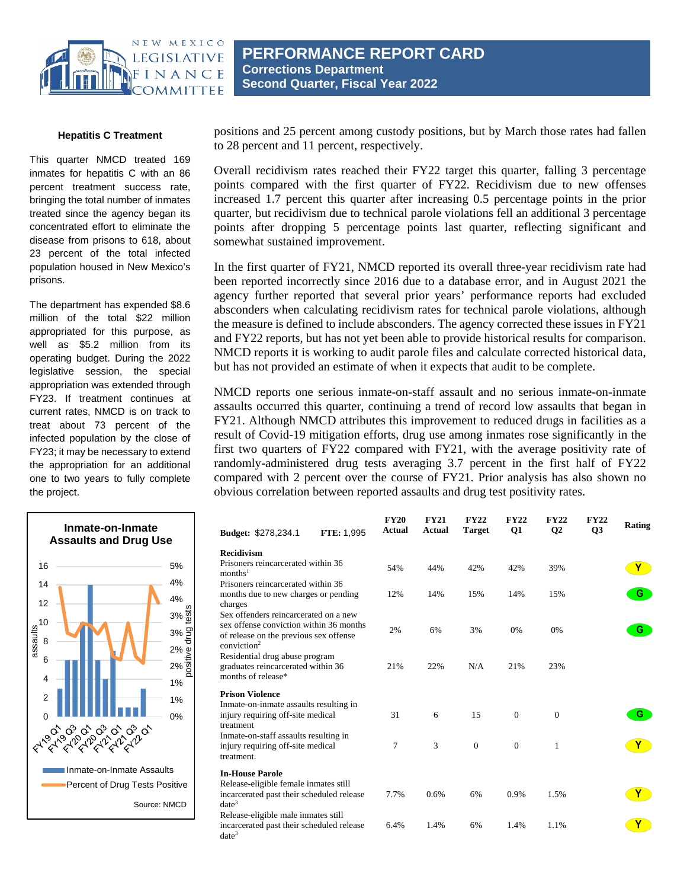# PERFORMANCE REPORT CARD
## Corrections Department
## Second Quarter, Fiscal Year 2022

### Hepatitis C Treatment

This quarter NMCD treated 169 inmates for hepatitis C with an 86 percent treatment success rate, bringing the total number of inmates treated since the agency began its concentrated effort to eliminate the disease from prisons to 618, about 23 percent of the total infected population housed in New Mexico's prisons.

The department has expended $8.6 million of the total $22 million appropriated for this purpose, as well as $5.2 million from its operating budget. During the 2022 legislative session, the special appropriation was extended through FY23. If treatment continues at current rates, NMCD is on track to treat about 73 percent of the infected population by the close of FY23; it may be necessary to extend the appropriation for an additional one to two years to fully complete the project.

**Inmate-on-Inmate Assaults and Drug Use**

Source: NMCD

positions and 25 percent among custody positions, but by March those rates had fallen to 28 percent and 11 percent, respectively.

Overall recidivism rates reached their FY22 target this quarter, falling 3 percentage points compared with the first quarter of FY22. Recidivism due to new offenses increased 1.7 percent this quarter after increasing 0.5 percentage points in the prior quarter, but recidivism due to technical parole violations fell an additional 3 percentage points after dropping 5 percentage points last quarter, reflecting significant and somewhat sustained improvement.

In the first quarter of FY21, NMCD reported its overall three-year recidivism rate had been reported incorrectly since 2016 due to a database error, and in August 2021 the agency further reported that several prior years' performance reports had excluded absconders when calculating recidivism rates for technical parole violations, although the measure is defined to include absconders. The agency corrected these issues in FY21 and FY22 reports, but has not yet been able to provide historical results for comparison. NMCD reports it is working to audit parole files and calculate corrected historical data, but has not provided an estimate of when it expects that audit to be complete.

NMCD reports one serious inmate-on-staff assault and no serious inmate-on-inmate assaults occurred this quarter, continuing a trend of record low assaults that began in FY21. Although NMCD attributes this improvement to reduced drugs in facilities as a result of Covid-19 mitigation efforts, drug use among inmates rose significantly in the first two quarters of FY22 compared with FY21, with the average positivity rate of randomly-administered drug tests averaging 3.7 percent in the first half of FY22 compared with 2 percent over the course of FY21. Prior analysis has also shown no obvious correlation between reported assaults and drug test positivity rates.

| Budget: $278,234.1 FTE: 1,995 | FY20 Actual | FY21 Actual | FY22 Target | FY22 Q1 | FY22 Q2 | FY22 Q3 | Rating |
|---|---|---|---|---|---|---|---|
| **Recidivism** | | | | | | | |
| Prisoners reincarcerated within 36 months[1] | 54% | 44% | 42% | 42% | 39% | | Y |
| Prisoners reincarcerated within 36 months due to new charges or pending charges | 12% | 14% | 15% | 14% | 15% | | G |
| Sex offenders reincarcerated on a new sex offense conviction within 36 months of release on the previous sex offense conviction[2] | 2% | 6% | 3% | 0% | 0% | | G |
| Residential drug abuse program graduates reincarcerated within 36 months of release* | 21% | 22% | N/A | 21% | 23% | | |
| **Prison Violence** | | | | | | | |
| Inmate-on-inmate assaults resulting in injury requiring off-site medical treatment | 31 | 6 | 15 | 0 | 0 | | G |
| Inmate-on-staff assaults resulting in injury requiring off-site medical treatment. | 7 | 3 | 0 | 0 | 1 | | Y |
| **In-House Parole** | | | | | | | |
| Release-eligible female inmates still incarcerated past their scheduled release date[3] | 7.7% | 0.6% | 6% | 0.9% | 1.5% | | Y |
| Release-eligible male inmates still incarcerated past their scheduled release date[3] | 6.4% | 1.4% | 6% | 1.4% | 1.1% | | Y |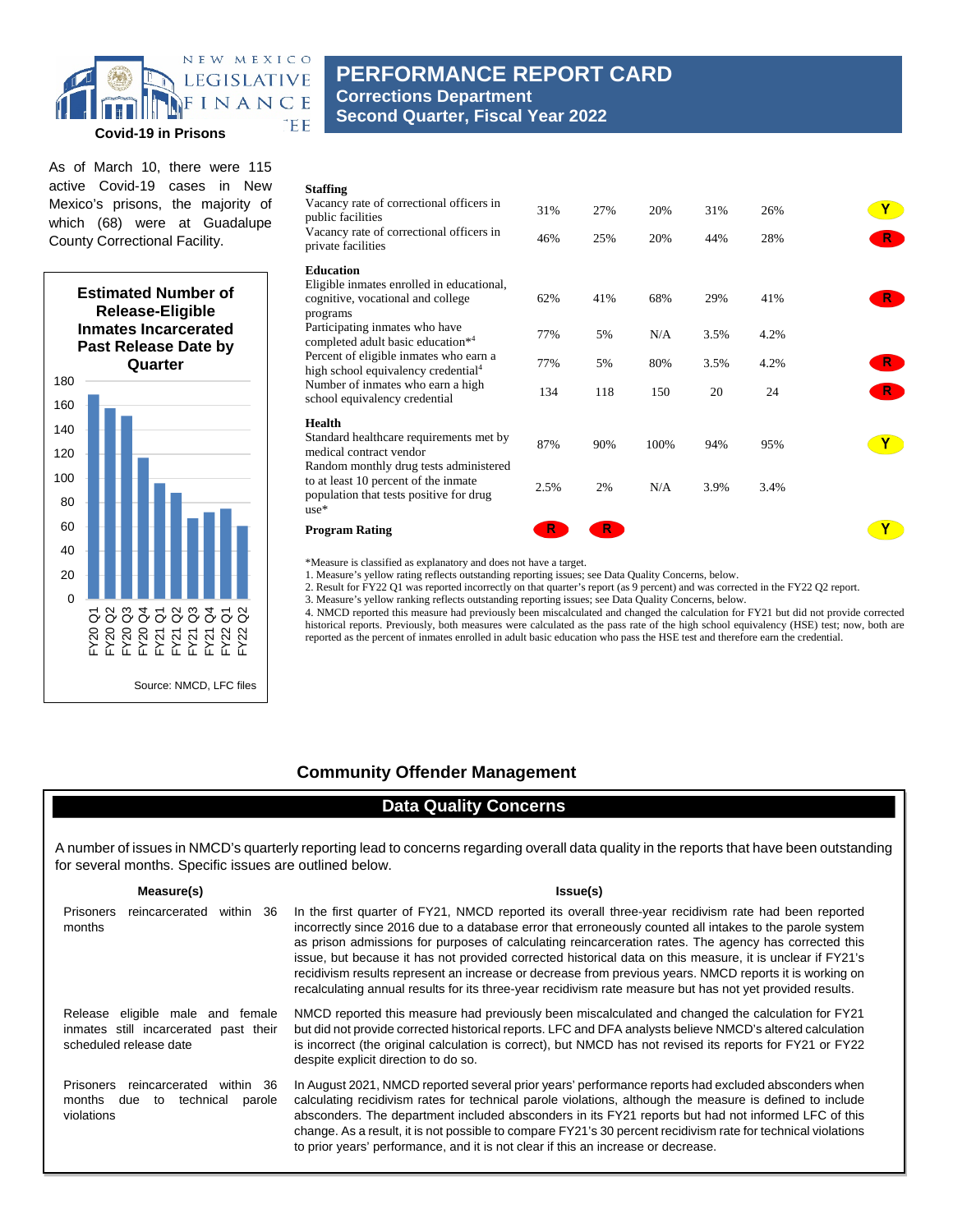### Covid-19 in Prisons

As of March 10, there were 115 active Covid-19 cases in New Mexico's prisons, the majority of which (68) were at Guadalupe County Correctional Facility.

**Estimated Number of Release-Eligible Inmates Incarcerated Past Release Date by Quarter**

| Quarter | Number |
|---|---|
| FY20 Q1 | ~168 |
| FY20 Q2 | ~158 |
| FY20 Q3 | ~152 |
| FY20 Q4 | ~117 |
| FY21 Q1 | ~96 |
| FY21 Q2 | ~88 |
| FY21 Q3 | ~67 |
| FY21 Q4 | ~72 |
| FY22 Q1 | ~75 |
| FY22 Q2 | ~61 |

Source: NMCD, LFC files

| | | | | | | |
|---|---|---|---|---|---|---|
| **Staffing** | | | | | | |
| Vacancy rate of correctional officers in public facilities | 31% | 27% | 20% | 31% | 26% | Y |
| Vacancy rate of correctional officers in private facilities | 46% | 25% | 20% | 44% | 28% | R |
| **Education** | | | | | | |
| Eligible inmates enrolled in educational, cognitive, vocational and college programs | 62% | 41% | 68% | 29% | 41% | R |
| Participating inmates who have completed adult basic education*[4] | 77% | 5% | N/A | 3.5% | 4.2% | |
| Percent of eligible inmates who earn a high school equivalency credential[4] | 77% | 5% | 80% | 3.5% | 4.2% | R |
| Number of inmates who earn a high school equivalency credential | 134 | 118 | 150 | 20 | 24 | R |
| **Health** | | | | | | |
| Standard healthcare requirements met by medical contract vendor | 87% | 90% | 100% | 94% | 95% | Y |
| Random monthly drug tests administered to at least 10 percent of the inmate population that tests positive for drug use* | 2.5% | 2% | N/A | 3.9% | 3.4% | |
| **Program Rating** | R | R | | | | Y |

*Measure is classified as explanatory and does not have a target.
1. Measure's yellow rating reflects outstanding reporting issues; see Data Quality Concerns, below.
2. Result for FY22 Q1 was reported incorrectly on that quarter's report (as 9 percent) and was corrected in the FY22 Q2 report.
3. Measure's yellow ranking reflects outstanding reporting issues; see Data Quality Concerns, below.
4. NMCD reported this measure had previously been miscalculated and changed the calculation for FY21 but did not provide corrected historical reports. Previously, both measures were calculated as the pass rate of the high school equivalency (HSE) test; now, both are reported as the percent of inmates enrolled in adult basic education who pass the HSE test and therefore earn the credential.

## Community Offender Management

### Data Quality Concerns

A number of issues in NMCD's quarterly reporting lead to concerns regarding overall data quality in the reports that have been outstanding for several months. Specific issues are outlined below.

| Measure(s) | Issue(s) |
|---|---|
| Prisoners reincarcerated within 36 months | In the first quarter of FY21, NMCD reported its overall three-year recidivism rate had been reported incorrectly since 2016 due to a database error that erroneously counted all intakes to the parole system as prison admissions for purposes of calculating reincarceration rates. The agency has corrected this issue, but because it has not provided corrected historical data on this measure, it is unclear if FY21's recidivism results represent an increase or decrease from previous years. NMCD reports it is working on recalculating annual results for its three-year recidivism rate measure but has not yet provided results. |
| Release eligible male and female inmates still incarcerated past their scheduled release date | NMCD reported this measure had previously been miscalculated and changed the calculation for FY21 but did not provide corrected historical reports. LFC and DFA analysts believe NMCD's altered calculation is incorrect (the original calculation is correct), but NMCD has not revised its reports for FY21 or FY22 despite explicit direction to do so. |
| Prisoners reincarcerated within 36 months due to technical parole violations | In August 2021, NMCD reported several prior years' performance reports had excluded absconders when calculating recidivism rates for technical parole violations, although the measure is defined to include absconders. The department included absconders in its FY21 reports but had not informed LFC of this change. As a result, it is not possible to compare FY21's 30 percent recidivism rate for technical violations to prior years' performance, and it is not clear if this an increase or decrease. |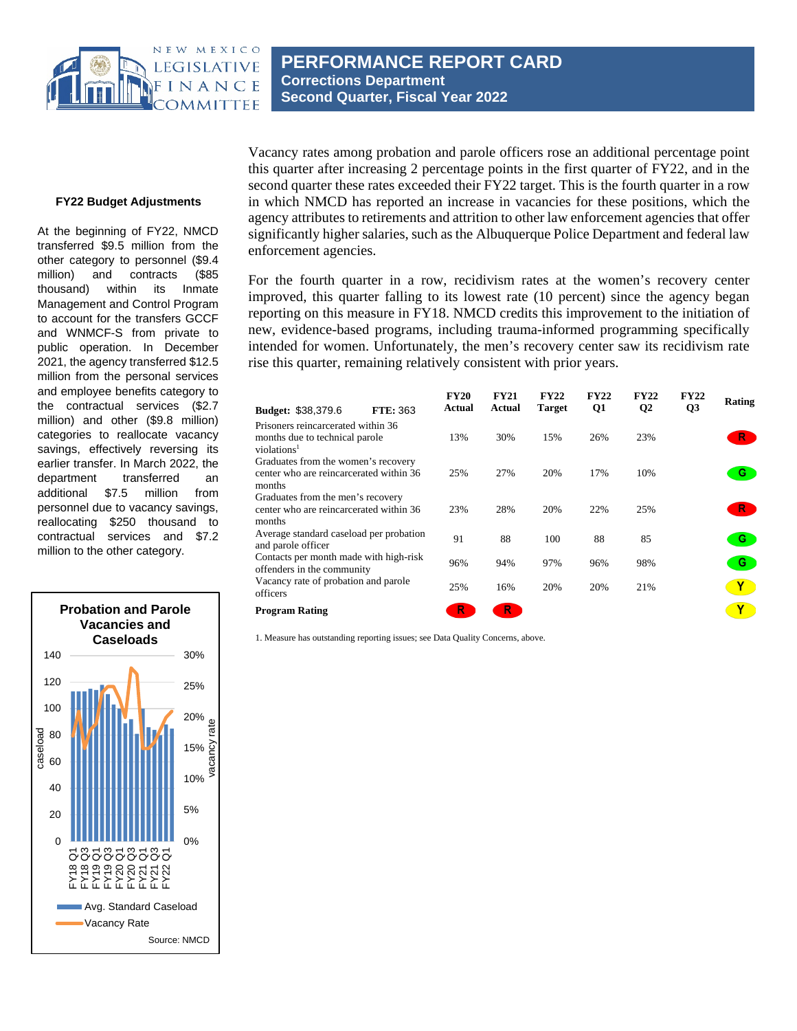# PERFORMANCE REPORT CARD
## Corrections Department
## Second Quarter, Fiscal Year 2022

Vacancy rates among probation and parole officers rose an additional percentage point this quarter after increasing 2 percentage points in the first quarter of FY22, and in the second quarter these rates exceeded their FY22 target. This is the fourth quarter in a row in which NMCD has reported an increase in vacancies for these positions, which the agency attributes to retirements and attrition to other law enforcement agencies that offer significantly higher salaries, such as the Albuquerque Police Department and federal law enforcement agencies.

For the fourth quarter in a row, recidivism rates at the women's recovery center improved, this quarter falling to its lowest rate (10 percent) since the agency began reporting on this measure in FY18. NMCD credits this improvement to the initiation of new, evidence-based programs, including trauma-informed programming specifically intended for women. Unfortunately, the men's recovery center saw its recidivism rate rise this quarter, remaining relatively consistent with prior years.

| Budget: $38,379.6 FTE: 363 | FY20 Actual | FY21 Actual | FY22 Target | FY22 Q1 | FY22 Q2 | FY22 Q3 | Rating |
|---|---|---|---|---|---|---|---|
| Prisoners reincarcerated within 36 months due to technical parole violations[1] | 13% | 30% | 15% | 26% | 23% | | R |
| Graduates from the women's recovery center who are reincarcerated within 36 months | 25% | 27% | 20% | 17% | 10% | | G |
| Graduates from the men's recovery center who are reincarcerated within 36 months | 23% | 28% | 20% | 22% | 25% | | R |
| Average standard caseload per probation and parole officer | 91 | 88 | 100 | 88 | 85 | | G |
| Contacts per month made with high-risk offenders in the community | 96% | 94% | 97% | 96% | 98% | | G |
| Vacancy rate of probation and parole officers | 25% | 16% | 20% | 20% | 21% | | Y |
| **Program Rating** | R | R | | | | | Y |

1. Measure has outstanding reporting issues; see Data Quality Concerns, above.

### FY22 Budget Adjustments

At the beginning of FY22, NMCD transferred $9.5 million from the other category to personnel ($9.4 million) and contracts ($85 thousand) within its Inmate Management and Control Program to account for the transfers GCCF and WNMCF-S from private to public operation. In December 2021, the agency transferred $12.5 million from the personal services and employee benefits category to the contractual services ($2.7 million) and other ($9.8 million) categories to reallocate vacancy savings, effectively reversing its earlier transfer. In March 2022, the department transferred an additional $7.5 million from personnel due to vacancy savings, reallocating $250 thousand to contractual services and $7.2 million to the other category.

Probation and Parole Vacancies and Caseloads

140
120
100
80
60
40
20
0

caseload

30%
25%
20%
15%
10%
5%
0%

vacancy rate

FY18 Q1
FY18 Q3
FY19 Q1
FY19 Q3
FY20 Q1
FY20 Q3
FY21 Q1
FY21 Q3
FY22 Q1

Avg. Standard Caseload
Vacancy Rate

Source: NMCD